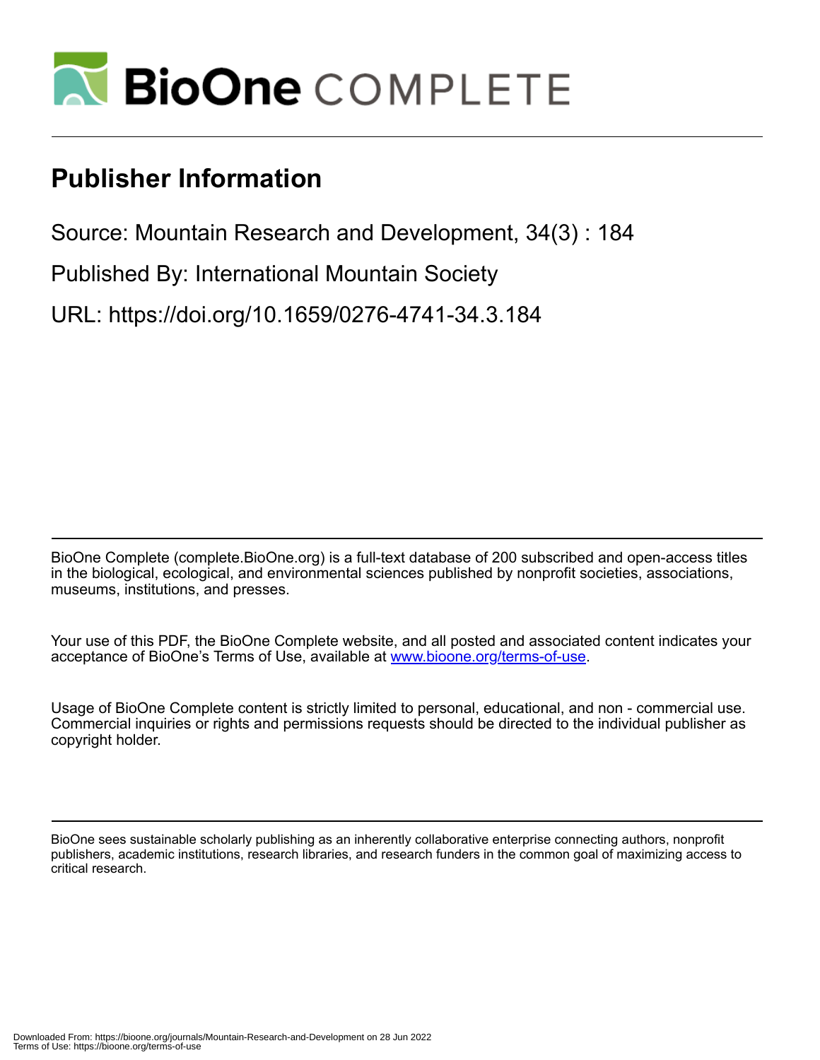# Publisher Information

Source: Mountain Research and Development, 34(3) : 184

Published By: International Mountain Society

URL: https://doi.org/10.1659/0276-4741-34.3.184

BioOne Complete (complete.BioOne.org) is a full-text database of 200 subscribed and open-access titles in the biological, ecological, and environmental sciences published by nonprofit societies, associations, museums, institutions, and presses.

Your use of this PDF, the BioOne Complete website, and all posted and associated content indicates your acceptance of BioOne's Terms of Use, available at www.bioone.org/terms-of-use.

Usage of BioOne Complete content is strictly limited to personal, educational, and non - commercial use. Commercial inquiries or rights and permissions requests should be directed to the individual publisher as copyright holder.

BioOne sees sustainable scholarly publishing as an inherently collaborative enterprise connecting authors, nonprofit publishers, academic institutions, research libraries, and research funders in the common goal of maximizing access to critical research.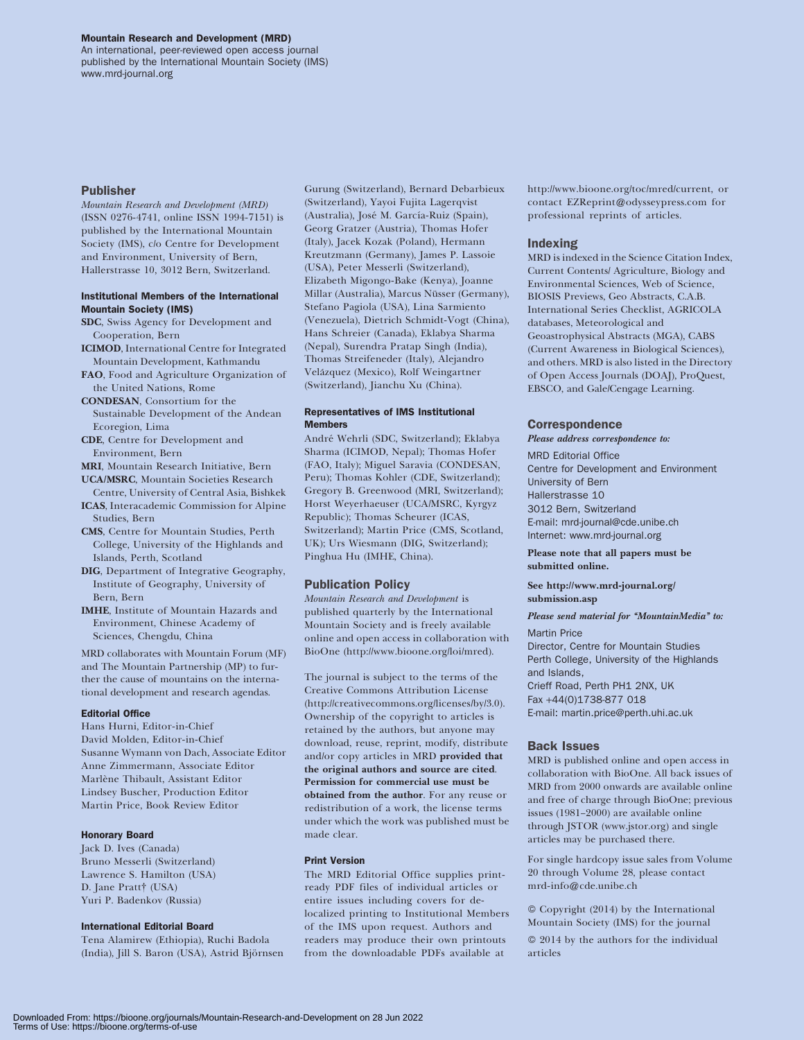**Mountain Research and Development (MRD)**
An international, peer-reviewed open access journal published by the International Mountain Society (IMS)
www.mrd-journal.org

## Publisher

*Mountain Research and Development (MRD)* (ISSN 0276-4741, online ISSN 1994-7151) is published by the International Mountain Society (IMS), c/o Centre for Development and Environment, University of Bern, Hallerstrasse 10, 3012 Bern, Switzerland.

### Institutional Members of the International Mountain Society (IMS)

**SDC**, Swiss Agency for Development and Cooperation, Bern
**ICIMOD**, International Centre for Integrated Mountain Development, Kathmandu
**FAO**, Food and Agriculture Organization of the United Nations, Rome
**CONDESAN**, Consortium for the Sustainable Development of the Andean Ecoregion, Lima
**CDE**, Centre for Development and Environment, Bern
**MRI**, Mountain Research Initiative, Bern
**UCA/MSRC**, Mountain Societies Research Centre, University of Central Asia, Bishkek
**ICAS**, Interacademic Commission for Alpine Studies, Bern
**CMS**, Centre for Mountain Studies, Perth College, University of the Highlands and Islands, Perth, Scotland
**DIG**, Department of Integrative Geography, Institute of Geography, University of Bern, Bern
**IMHE**, Institute of Mountain Hazards and Environment, Chinese Academy of Sciences, Chengdu, China

MRD collaborates with Mountain Forum (MF) and The Mountain Partnership (MP) to further the cause of mountains on the international development and research agendas.

### Editorial Office

Hans Hurni, Editor-in-Chief
David Molden, Editor-in-Chief
Susanne Wymann von Dach, Associate Editor
Anne Zimmermann, Associate Editor
Marlène Thibault, Assistant Editor
Lindsey Buscher, Production Editor
Martin Price, Book Review Editor

### Honorary Board

Jack D. Ives (Canada)
Bruno Messerli (Switzerland)
Lawrence S. Hamilton (USA)
D. Jane Pratt† (USA)
Yuri P. Badenkov (Russia)

### International Editorial Board

Tena Alamirew (Ethiopia), Ruchi Badola (India), Jill S. Baron (USA), Astrid Björnsen Gurung (Switzerland), Bernard Debarbieux (Switzerland), Yayoi Fujita Lagerqvist (Australia), José M. García-Ruiz (Spain), Georg Gratzer (Austria), Thomas Hofer (Italy), Jacek Kozak (Poland), Hermann Kreutzmann (Germany), James P. Lassoie (USA), Peter Messerli (Switzerland), Elizabeth Migongo-Bake (Kenya), Joanne Millar (Australia), Marcus Nüsser (Germany), Stefano Pagiola (USA), Lina Sarmiento (Venezuela), Dietrich Schmidt-Vogt (China), Hans Schreier (Canada), Eklabya Sharma (Nepal), Surendra Pratap Singh (India), Thomas Streifeneder (Italy), Alejandro Velázquez (Mexico), Rolf Weingartner (Switzerland), Jianchu Xu (China).

### Representatives of IMS Institutional Members

André Wehrli (SDC, Switzerland); Eklabya Sharma (ICIMOD, Nepal); Thomas Hofer (FAO, Italy); Miguel Saravia (CONDESAN, Peru); Thomas Kohler (CDE, Switzerland); Gregory B. Greenwood (MRI, Switzerland); Horst Weyerhaeuser (UCA/MSRC, Kyrgyz Republic); Thomas Scheurer (ICAS, Switzerland); Martin Price (CMS, Scotland, UK); Urs Wiesmann (DIG, Switzerland); Pinghua Hu (IMHE, China).

## Publication Policy

*Mountain Research and Development* is published quarterly by the International Mountain Society and is freely available online and open access in collaboration with BioOne (http://www.bioone.org/loi/mred).

The journal is subject to the terms of the Creative Commons Attribution License (http://creativecommons.org/licenses/by/3.0). Ownership of the copyright to articles is retained by the authors, but anyone may download, reuse, reprint, modify, distribute and/or copy articles in MRD **provided that the original authors and source are cited**. **Permission for commercial use must be obtained from the author**. For any reuse or redistribution of a work, the license terms under which the work was published must be made clear.

### Print Version

The MRD Editorial Office supplies print-ready PDF files of individual articles or entire issues including covers for delocalized printing to Institutional Members of the IMS upon request. Authors and readers may produce their own printouts from the downloadable PDFs available at http://www.bioone.org/toc/mred/current, or contact EZReprint@odysseypress.com for professional reprints of articles.

## Indexing

MRD is indexed in the Science Citation Index, Current Contents/ Agriculture, Biology and Environmental Sciences, Web of Science, BIOSIS Previews, Geo Abstracts, C.A.B. International Series Checklist, AGRICOLA databases, Meteorological and Geoastrophysical Abstracts (MGA), CABS (Current Awareness in Biological Sciences), and others. MRD is also listed in the Directory of Open Access Journals (DOAJ), ProQuest, EBSCO, and Gale/Cengage Learning.

## Correspondence

***Please address correspondence to:***

MRD Editorial Office
Centre for Development and Environment
University of Bern
Hallerstrasse 10
3012 Bern, Switzerland
E-mail: mrd-journal@cde.unibe.ch
Internet: www.mrd-journal.org

**Please note that all papers must be submitted online.**

**See http://www.mrd-journal.org/submission.asp**

***Please send material for "MountainMedia" to:***

Martin Price
Director, Centre for Mountain Studies
Perth College, University of the Highlands and Islands,
Crieff Road, Perth PH1 2NX, UK
Fax +44(0)1738-877 018
E-mail: martin.price@perth.uhi.ac.uk

## Back Issues

MRD is published online and open access in collaboration with BioOne. All back issues of MRD from 2000 onwards are available online and free of charge through BioOne; previous issues (1981–2000) are available online through JSTOR (www.jstor.org) and single articles may be purchased there.

For single hardcopy issue sales from Volume 20 through Volume 28, please contact mrd-info@cde.unibe.ch

© Copyright (2014) by the International Mountain Society (IMS) for the journal

© 2014 by the authors for the individual articles